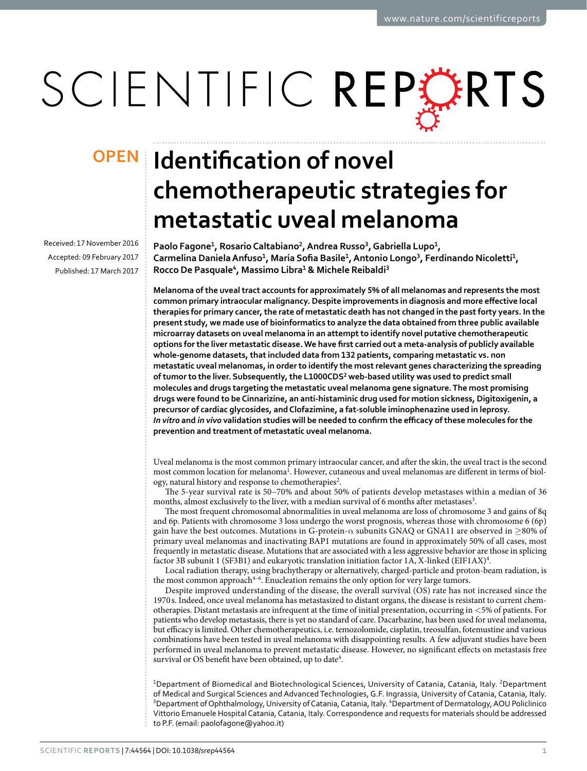OPEN

# Identification of novel chemotherapeutic strategies for metastatic uveal melanoma

Received: 17 November 2016

Accepted: 09 February 2017

Published: 17 March 2017

**Paolo Fagone[1], Rosario Caltabiano[2], Andrea Russo[3], Gabriella Lupo[1], Carmelina Daniela Anfuso[1], Maria Sofia Basile[1], Antonio Longo[3], Ferdinando Nicoletti[1], Rocco De Pasquale[4], Massimo Libra[1] & Michele Reibaldi[3]**

**Melanoma of the uveal tract accounts for approximately 5% of all melanomas and represents the most common primary intraocular malignancy. Despite improvements in diagnosis and more effective local therapies for primary cancer, the rate of metastatic death has not changed in the past forty years. In the present study, we made use of bioinformatics to analyze the data obtained from three public available microarray datasets on uveal melanoma in an attempt to identify novel putative chemotherapeutic options for the liver metastatic disease. We have first carried out a meta-analysis of publicly available whole-genome datasets, that included data from 132 patients, comparing metastatic vs. non metastatic uveal melanomas, in order to identify the most relevant genes characterizing the spreading of tumor to the liver. Subsequently, the L1000CDS[2] web-based utility was used to predict small molecules and drugs targeting the metastatic uveal melanoma gene signature. The most promising drugs were found to be Cinnarizine, an anti-histaminic drug used for motion sickness, Digitoxigenin, a precursor of cardiac glycosides, and Clofazimine, a fat-soluble iminophenazine used in leprosy. *In vitro* and *in vivo* validation studies will be needed to confirm the efficacy of these molecules for the prevention and treatment of metastatic uveal melanoma.**

Uveal melanoma is the most common primary intraocular cancer, and after the skin, the uveal tract is the second most common location for melanoma[1]. However, cutaneous and uveal melanomas are different in terms of biology, natural history and response to chemotherapies[2].

The 5-year survival rate is 50–70% and about 50% of patients develop metastases within a median of 36 months, almost exclusively to the liver, with a median survival of 6 months after metastases[3].

The most frequent chromosomal abnormalities in uveal melanoma are loss of chromosome 3 and gains of 8q and 6p. Patients with chromosome 3 loss undergo the worst prognosis, whereas those with chromosome 6 (6p) gain have the best outcomes. Mutations in G-protein-$\alpha$ subunits GNAQ or GNA11 are observed in $\geq$80% of primary uveal melanomas and inactivating BAP1 mutations are found in approximately 50% of all cases, most frequently in metastatic disease. Mutations that are associated with a less aggressive behavior are those in splicing factor 3B subunit 1 (SF3B1) and eukaryotic translation initiation factor 1A, X-linked (EIF1AX)[4].

Local radiation therapy, using brachytherapy or alternatively, charged-particle and proton-beam radiation, is the most common approach[4–6]. Enucleation remains the only option for very large tumors.

Despite improved understanding of the disease, the overall survival (OS) rate has not increased since the 1970 s. Indeed, once uveal melanoma has metastasized to distant organs, the disease is resistant to current chemotherapies. Distant metastasis are infrequent at the time of initial presentation, occurring in <5% of patients. For patients who develop metastasis, there is yet no standard of care. Dacarbazine, has been used for uveal melanoma, but efficacy is limited. Other chemotherapeutics, i.e. temozolomide, cisplatin, treosulfan, fotemustine and various combinations have been tested in uveal melanoma with disappointing results. A few adjuvant studies have been performed in uveal melanoma to prevent metastatic disease. However, no significant effects on metastasis free survival or OS benefit have been obtained, up to date[4].

[1]Department of Biomedical and Biotechnological Sciences, University of Catania, Catania, Italy. [2]Department of Medical and Surgical Sciences and Advanced Technologies, G.F. Ingrassia, University of Catania, Catania, Italy. [3]Department of Ophthalmology, University of Catania, Catania, Italy. [4]Department of Dermatology, AOU Policlinico Vittorio Emanuele Hospital Catania, Catania, Italy. Correspondence and requests for materials should be addressed to P.F. (email: paolofagone@yahoo.it)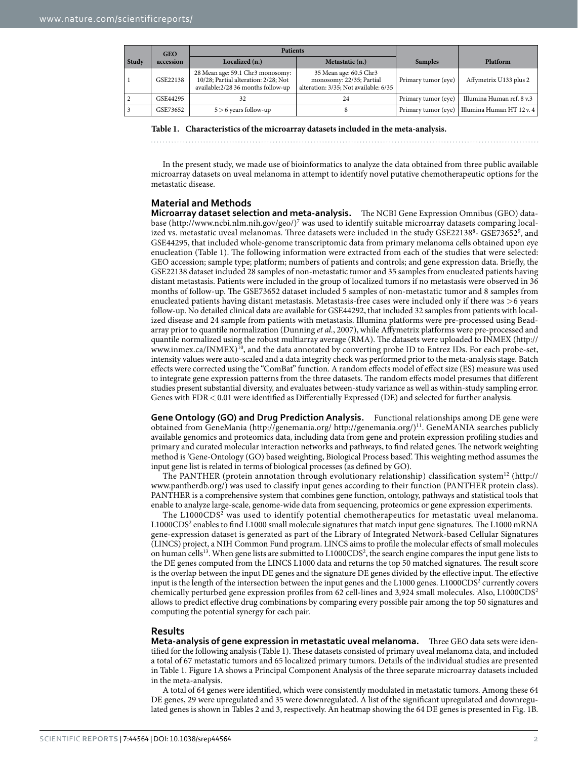| Study | GEO accession | Patients | | Samples | Platform |
|---|---|---|---|---|---|
| | | Localized (n.) | Metastatic (n.) | | |
| 1 | GSE22138 | 28 Mean age: 59.1 Chr3 monosomy: 10/28; Partial alteration: 2/28; Not available:2/28 36 months follow-up | 35 Mean age: 60.5 Chr3 monosomy: 22/35; Partial alteration: 3/35; Not available: 6/35 | Primary tumor (eye) | Affymetrix U133 plus 2 |
| 2 | GSE44295 | 32 | 24 | Primary tumor (eye) | Illumina Human ref. 8 v.3 |
| 3 | GSE73652 | 5 > 6 years follow-up | 8 | Primary tumor (eye) | Illumina Human HT 12 v. 4 |

**Table 1. Characteristics of the microarray datasets included in the meta-analysis.**

In the present study, we made use of bioinformatics to analyze the data obtained from three public available microarray datasets on uveal melanoma in attempt to identify novel putative chemotherapeutic options for the metastatic disease.

## Material and Methods

**Microarray dataset selection and meta-analysis.** The NCBI Gene Expression Omnibus (GEO) database (http://www.ncbi.nlm.nih.gov/geo/)[7] was used to identify suitable microarray datasets comparing localized vs. metastatic uveal melanomas. Three datasets were included in the study GSE22138[8]- GSE73652[9], and GSE44295, that included whole-genome transcriptomic data from primary melanoma cells obtained upon eye enucleation (Table 1). The following information were extracted from each of the studies that were selected: GEO accession; sample type; platform; numbers of patients and controls; and gene expression data. Briefly, the GSE22138 dataset included 28 samples of non-metastatic tumor and 35 samples from enucleated patients having distant metastasis. Patients were included in the group of localized tumors if no metastasis were observed in 36 months of follow-up. The GSE73652 dataset included 5 samples of non-metastatic tumor and 8 samples from enucleated patients having distant metastasis. Metastasis-free cases were included only if there was >6 years follow-up. No detailed clinical data are available for GSE44292, that included 32 samples from patients with localized disease and 24 sample from patients with metastasis. Illumina platforms were pre-processed using Beadarray prior to quantile normalization (Dunning *et al.*, 2007), while Affymetrix platforms were pre-processed and quantile normalized using the robust multiarray average (RMA). The datasets were uploaded to INMEX (http://www.inmex.ca/INMEX)[10], and the data annotated by converting probe ID to Entrez IDs. For each probe-set, intensity values were auto-scaled and a data integrity check was performed prior to the meta-analysis stage. Batch effects were corrected using the "ComBat" function. A random effects model of effect size (ES) measure was used to integrate gene expression patterns from the three datasets. The random effects model presumes that different studies present substantial diversity, and evaluates between-study variance as well as within-study sampling error. Genes with FDR < 0.01 were identified as Differentially Expressed (DE) and selected for further analysis.

**Gene Ontology (GO) and Drug Prediction Analysis.** Functional relationships among DE gene were obtained from GeneMania (http://genemania.org/ http://genemania.org/)[11]. GeneMANIA searches publicly available genomics and proteomics data, including data from gene and protein expression profiling studies and primary and curated molecular interaction networks and pathways, to find related genes. The network weighting method is 'Gene-Ontology (GO) based weighting, Biological Process based'. This weighting method assumes the input gene list is related in terms of biological processes (as defined by GO).

The PANTHER (protein annotation through evolutionary relationship) classification system[12] (http://www.pantherdb.org/) was used to classify input genes according to their function (PANTHER protein class). PANTHER is a comprehensive system that combines gene function, ontology, pathways and statistical tools that enable to analyze large-scale, genome-wide data from sequencing, proteomics or gene expression experiments.

The L1000CDS[2] was used to identify potential chemotherapeutics for metastatic uveal melanoma. L1000CDS[2] enables to find L1000 small molecule signatures that match input gene signatures. The L1000 mRNA gene-expression dataset is generated as part of the Library of Integrated Network-based Cellular Signatures (LINCS) project, a NIH Common Fund program. LINCS aims to profile the molecular effects of small molecules on human cells[13]. When gene lists are submitted to L1000CDS[2], the search engine compares the input gene lists to the DE genes computed from the LINCS L1000 data and returns the top 50 matched signatures. The result score is the overlap between the input DE genes and the signature DE genes divided by the effective input. The effective input is the length of the intersection between the input genes and the L1000 genes. L1000CDS[2] currently covers chemically perturbed gene expression profiles from 62 cell-lines and 3,924 small molecules. Also, L1000CDS[2] allows to predict effective drug combinations by comparing every possible pair among the top 50 signatures and computing the potential synergy for each pair.

## Results

**Meta-analysis of gene expression in metastatic uveal melanoma.** Three GEO data sets were identified for the following analysis (Table 1). These datasets consisted of primary uveal melanoma data, and included a total of 67 metastatic tumors and 65 localized primary tumors. Details of the individual studies are presented in Table 1. Figure 1A shows a Principal Component Analysis of the three separate microarray datasets included in the meta-analysis.

A total of 64 genes were identified, which were consistently modulated in metastatic tumors. Among these 64 DE genes, 29 were upregulated and 35 were downregulated. A list of the significant upregulated and downregulated genes is shown in Tables 2 and 3, respectively. An heatmap showing the 64 DE genes is presented in Fig. 1B.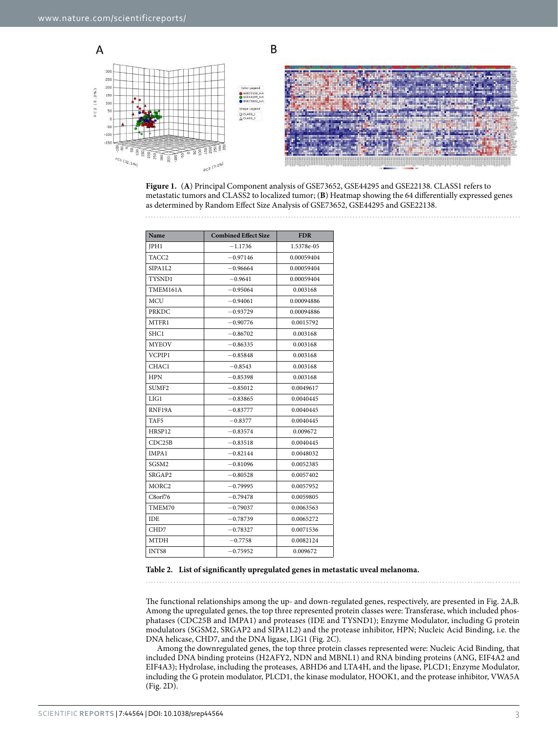Figure 1. (**A**) Principal Component analysis of GSE73652, GSE44295 and GSE22138. CLASS1 refers to metastatic tumors and CLASS2 to localized tumor; (**B**) Heatmap showing the 64 differentially expressed genes as determined by Random Effect Size Analysis of GSE73652, GSE44295 and GSE22138.

| Name | Combined Effect Size | FDR |
|---|---|---|
| JPH1 | −1.1736 | 1.5378e-05 |
| TACC2 | −0.97146 | 0.00059404 |
| SIPA1L2 | −0.96664 | 0.00059404 |
| TYSND1 | −0.9641 | 0.00059404 |
| TMEM161A | −0.95064 | 0.003168 |
| MCU | −0.94061 | 0.00094886 |
| PRKDC | −0.93729 | 0.00094886 |
| MTFR1 | −0.90776 | 0.0015792 |
| SHC1 | −0.86702 | 0.003168 |
| MYEOV | −0.86335 | 0.003168 |
| VCPIP1 | −0.85848 | 0.003168 |
| CHAC1 | −0.8543 | 0.003168 |
| HPN | −0.85398 | 0.003168 |
| SUMF2 | −0.85012 | 0.0049617 |
| LIG1 | −0.83865 | 0.0040445 |
| RNF19A | −0.83777 | 0.0040445 |
| TAF5 | −0.8377 | 0.0040445 |
| HRSP12 | −0.83574 | 0.009672 |
| CDC25B | −0.83518 | 0.0040445 |
| IMPA1 | −0.82144 | 0.0048032 |
| SGSM2 | −0.81096 | 0.0052385 |
| SRGAP2 | −0.80528 | 0.0057402 |
| MORC2 | −0.79995 | 0.0057952 |
| C8orf76 | −0.79478 | 0.0059805 |
| TMEM70 | −0.79037 | 0.0063563 |
| IDE | −0.78739 | 0.0065272 |
| CHD7 | −0.78327 | 0.0071536 |
| MTDH | −0.7758 | 0.0082124 |
| INTS8 | −0.75952 | 0.009672 |

**Table 2. List of significantly upregulated genes in metastatic uveal melanoma.**

The functional relationships among the up- and down-regulated genes, respectively, are presented in Fig. 2A,B. Among the upregulated genes, the top three represented protein classes were: Transferase, which included phosphatases (CDC25B and IMPA1) and proteases (IDE and TYSND1); Enzyme Modulator, including G protein modulators (SGSM2, SRGAP2 and SIPA1L2) and the protease inhibitor, HPN; Nucleic Acid Binding, i.e. the DNA helicase, CHD7, and the DNA ligase, LIG1 (Fig. 2C).

Among the downregulated genes, the top three protein classes represented were: Nucleic Acid Binding, that included DNA binding proteins (H2AFY2, NDN and MBNL1) and RNA binding proteins (ANG, EIF4A2 and EIF4A3); Hydrolase, including the proteases, ABHD6 and LTA4H, and the lipase, PLCD1; Enzyme Modulator, including the G protein modulator, PLCD1, the kinase modulator, HOOK1, and the protease inhibitor, VWA5A (Fig. 2D).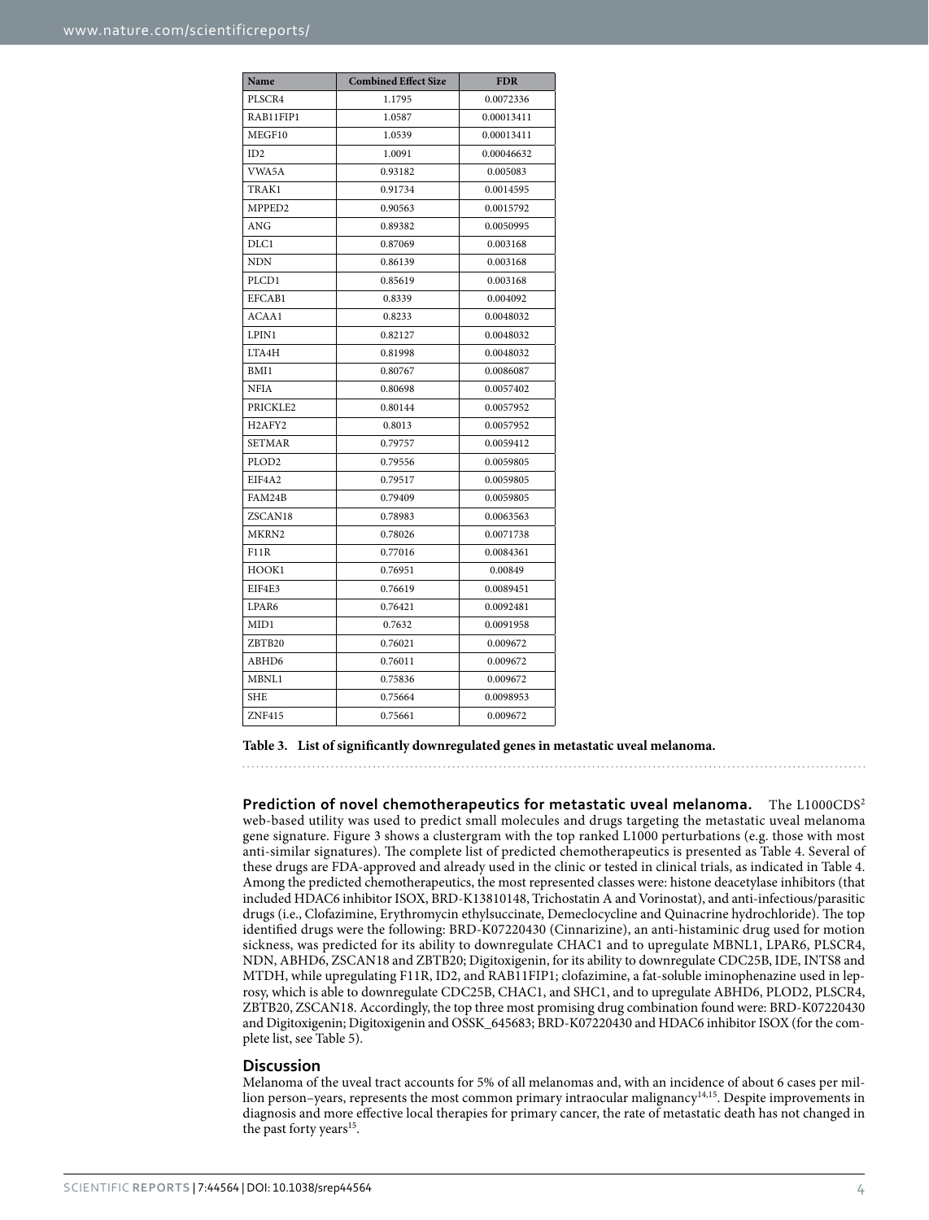| Name | Combined Effect Size | FDR |
|---|---|---|
| PLSCR4 | 1.1795 | 0.0072336 |
| RAB11FIP1 | 1.0587 | 0.00013411 |
| MEGF10 | 1.0539 | 0.00013411 |
| ID2 | 1.0091 | 0.00046632 |
| VWA5A | 0.93182 | 0.005083 |
| TRAK1 | 0.91734 | 0.0014595 |
| MPPED2 | 0.90563 | 0.0015792 |
| ANG | 0.89382 | 0.0050995 |
| DLC1 | 0.87069 | 0.003168 |
| NDN | 0.86139 | 0.003168 |
| PLCD1 | 0.85619 | 0.003168 |
| EFCAB1 | 0.8339 | 0.004092 |
| ACAA1 | 0.8233 | 0.0048032 |
| LPIN1 | 0.82127 | 0.0048032 |
| LTA4H | 0.81998 | 0.0048032 |
| BMI1 | 0.80767 | 0.0086087 |
| NFIA | 0.80698 | 0.0057402 |
| PRICKLE2 | 0.80144 | 0.0057952 |
| H2AFY2 | 0.8013 | 0.0057952 |
| SETMAR | 0.79757 | 0.0059412 |
| PLOD2 | 0.79556 | 0.0059805 |
| EIF4A2 | 0.79517 | 0.0059805 |
| FAM24B | 0.79409 | 0.0059805 |
| ZSCAN18 | 0.78983 | 0.0063563 |
| MKRN2 | 0.78026 | 0.0071738 |
| F11R | 0.77016 | 0.0084361 |
| HOOK1 | 0.76951 | 0.00849 |
| EIF4E3 | 0.76619 | 0.0089451 |
| LPAR6 | 0.76421 | 0.0092481 |
| MID1 | 0.7632 | 0.0091958 |
| ZBTB20 | 0.76021 | 0.009672 |
| ABHD6 | 0.76011 | 0.009672 |
| MBNL1 | 0.75836 | 0.009672 |
| SHE | 0.75664 | 0.0098953 |
| ZNF415 | 0.75661 | 0.009672 |

**Table 3. List of significantly downregulated genes in metastatic uveal melanoma.**

**Prediction of novel chemotherapeutics for metastatic uveal melanoma.** The L1000CDS[2] web-based utility was used to predict small molecules and drugs targeting the metastatic uveal melanoma gene signature. Figure 3 shows a clustergram with the top ranked L1000 perturbations (e.g. those with most anti-similar signatures). The complete list of predicted chemotherapeutics is presented as Table 4. Several of these drugs are FDA-approved and already used in the clinic or tested in clinical trials, as indicated in Table 4. Among the predicted chemotherapeutics, the most represented classes were: histone deacetylase inhibitors (that included HDAC6 inhibitor ISOX, BRD-K13810148, Trichostatin A and Vorinostat), and anti-infectious/parasitic drugs (i.e., Clofazimine, Erythromycin ethylsuccinate, Demeclocycline and Quinacrine hydrochloride). The top identified drugs were the following: BRD-K07220430 (Cinnarizine), an anti-histaminic drug used for motion sickness, was predicted for its ability to downregulate CHAC1 and to upregulate MBNL1, LPAR6, PLSCR4, NDN, ABHD6, ZSCAN18 and ZBTB20; Digitoxigenin, for its ability to downregulate CDC25B, IDE, INTS8 and MTDH, while upregulating F11R, ID2, and RAB11FIP1; clofazimine, a fat-soluble iminophenazine used in leprosy, which is able to downregulate CDC25B, CHAC1, and SHC1, and to upregulate ABHD6, PLOD2, PLSCR4, ZBTB20, ZSCAN18. Accordingly, the top three most promising drug combination found were: BRD-K07220430 and Digitoxigenin; Digitoxigenin and OSSK_645683; BRD-K07220430 and HDAC6 inhibitor ISOX (for the complete list, see Table 5).

## Discussion

Melanoma of the uveal tract accounts for 5% of all melanomas and, with an incidence of about 6 cases per million person–years, represents the most common primary intraocular malignancy[14,15]. Despite improvements in diagnosis and more effective local therapies for primary cancer, the rate of metastatic death has not changed in the past forty years[15].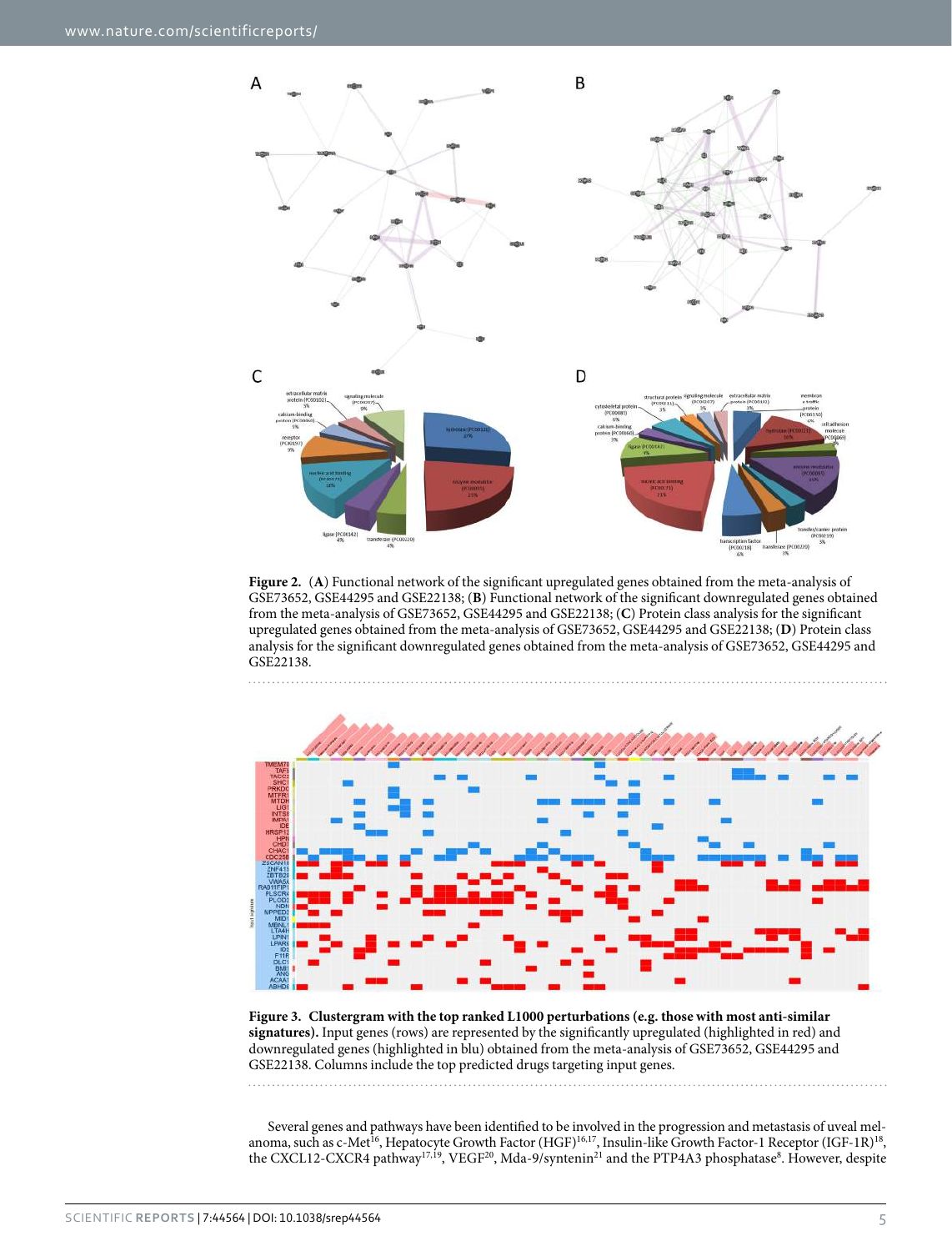**Figure 2.** (**A**) Functional network of the significant upregulated genes obtained from the meta-analysis of GSE73652, GSE44295 and GSE22138; (**B**) Functional network of the significant downregulated genes obtained from the meta-analysis of GSE73652, GSE44295 and GSE22138; (**C**) Protein class analysis for the significant upregulated genes obtained from the meta-analysis of GSE73652, GSE44295 and GSE22138; (**D**) Protein class analysis for the significant downregulated genes obtained from the meta-analysis of GSE73652, GSE44295 and GSE22138.

**Figure 3. Clustergram with the top ranked L1000 perturbations (e.g. those with most anti-similar signatures).** Input genes (rows) are represented by the significantly upregulated (highlighted in red) and downregulated genes (highlighted in blu) obtained from the meta-analysis of GSE73652, GSE44295 and GSE22138. Columns include the top predicted drugs targeting input genes.

Several genes and pathways have been identified to be involved in the progression and metastasis of uveal melanoma, such as c-Met[16], Hepatocyte Growth Factor (HGF)[16,17], Insulin-like Growth Factor-1 Receptor (IGF-1R)[18], the CXCL12-CXCR4 pathway[17,19], VEGF[20], Mda-9/syntenin[21] and the PTP4A3 phosphatase[8]. However, despite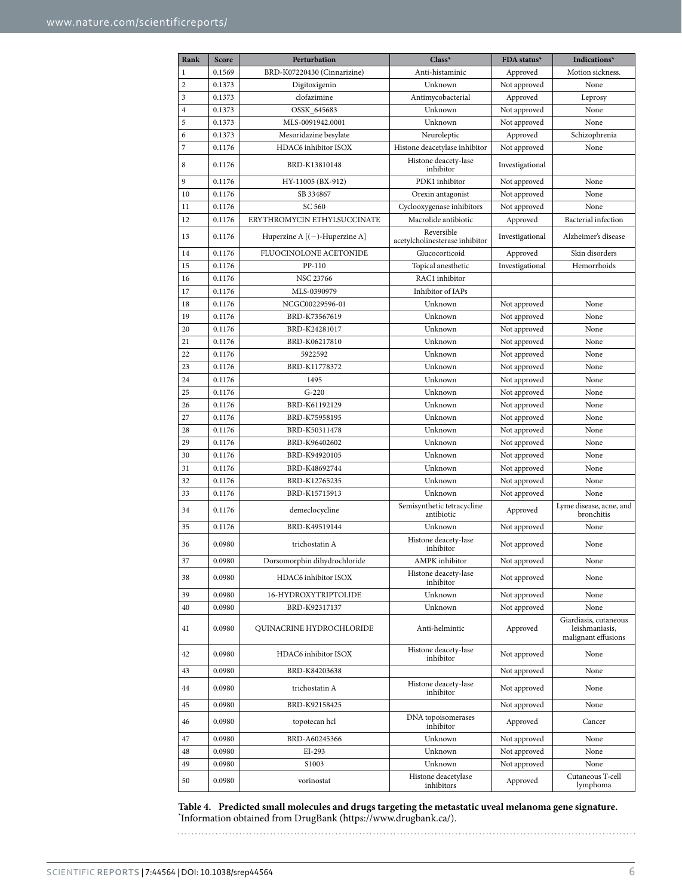| Rank | Score | Perturbation | Class* | FDA status* | Indications* |
|---|---|---|---|---|---|
| 1 | 0.1569 | BRD-K07220430 (Cinnarizine) | Anti-histaminic | Approved | Motion sickness. |
| 2 | 0.1373 | Digitoxigenin | Unknown | Not approved | None |
| 3 | 0.1373 | clofazimine | Antimycobacterial | Approved | Leprosy |
| 4 | 0.1373 | OSSK_645683 | Unknown | Not approved | None |
| 5 | 0.1373 | MLS-0091942.0001 | Unknown | Not approved | None |
| 6 | 0.1373 | Mesoridazine besylate | Neuroleptic | Approved | Schizophrenia |
| 7 | 0.1176 | HDAC6 inhibitor ISOX | Histone deacetylase inhibitor | Not approved | None |
| 8 | 0.1176 | BRD-K13810148 | Histone deacety-lase inhibitor | Investigational | |
| 9 | 0.1176 | HY-11005 (BX-912) | PDK1 inhibitor | Not approved | None |
| 10 | 0.1176 | SB 334867 | Orexin antagonist | Not approved | None |
| 11 | 0.1176 | SC 560 | Cyclooxygenase inhibitors | Not approved | None |
| 12 | 0.1176 | ERYTHROMYCIN ETHYLSUCCINATE | Macrolide antibiotic | Approved | Bacterial infection |
| 13 | 0.1176 | Huperzine A [(−)-Huperzine A] | Reversible acetylcholinesterase inhibitor | Investigational | Alzheimer's disease |
| 14 | 0.1176 | FLUOCINOLONE ACETONIDE | Glucocorticoid | Approved | Skin disorders |
| 15 | 0.1176 | PP-110 | Topical anesthetic | Investigational | Hemorrhoids |
| 16 | 0.1176 | NSC 23766 | RAC1 inhibitor | | |
| 17 | 0.1176 | MLS-0390979 | Inhibitor of IAPs | | |
| 18 | 0.1176 | NCGC00229596-01 | Unknown | Not approved | None |
| 19 | 0.1176 | BRD-K73567619 | Unknown | Not approved | None |
| 20 | 0.1176 | BRD-K24281017 | Unknown | Not approved | None |
| 21 | 0.1176 | BRD-K06217810 | Unknown | Not approved | None |
| 22 | 0.1176 | 5922592 | Unknown | Not approved | None |
| 23 | 0.1176 | BRD-K11778372 | Unknown | Not approved | None |
| 24 | 0.1176 | 1495 | Unknown | Not approved | None |
| 25 | 0.1176 | G-220 | Unknown | Not approved | None |
| 26 | 0.1176 | BRD-K61192129 | Unknown | Not approved | None |
| 27 | 0.1176 | BRD-K75958195 | Unknown | Not approved | None |
| 28 | 0.1176 | BRD-K50311478 | Unknown | Not approved | None |
| 29 | 0.1176 | BRD-K96402602 | Unknown | Not approved | None |
| 30 | 0.1176 | BRD-K94920105 | Unknown | Not approved | None |
| 31 | 0.1176 | BRD-K48692744 | Unknown | Not approved | None |
| 32 | 0.1176 | BRD-K12765235 | Unknown | Not approved | None |
| 33 | 0.1176 | BRD-K15715913 | Unknown | Not approved | None |
| 34 | 0.1176 | demeclocycline | Semisynthetic tetracycline antibiotic | Approved | Lyme disease, acne, and bronchitis |
| 35 | 0.1176 | BRD-K49519144 | Unknown | Not approved | None |
| 36 | 0.0980 | trichostatin A | Histone deacety-lase inhibitor | Not approved | None |
| 37 | 0.0980 | Dorsomorphin dihydrochloride | AMPK inhibitor | Not approved | None |
| 38 | 0.0980 | HDAC6 inhibitor ISOX | Histone deacety-lase inhibitor | Not approved | None |
| 39 | 0.0980 | 16-HYDROXYTRIPTOLIDE | Unknown | Not approved | None |
| 40 | 0.0980 | BRD-K92317137 | Unknown | Not approved | None |
| 41 | 0.0980 | QUINACRINE HYDROCHLORIDE | Anti-helmintic | Approved | Giardiasis, cutaneous leishmaniasis, malignant effusions |
| 42 | 0.0980 | HDAC6 inhibitor ISOX | Histone deacety-lase inhibitor | Not approved | None |
| 43 | 0.0980 | BRD-K84203638 | | Not approved | None |
| 44 | 0.0980 | trichostatin A | Histone deacety-lase inhibitor | Not approved | None |
| 45 | 0.0980 | BRD-K92158425 | | Not approved | None |
| 46 | 0.0980 | topotecan hcl | DNA topoisomerases inhibitor | Approved | Cancer |
| 47 | 0.0980 | BRD-A60245366 | Unknown | Not approved | None |
| 48 | 0.0980 | EI-293 | Unknown | Not approved | None |
| 49 | 0.0980 | S1003 | Unknown | Not approved | None |
| 50 | 0.0980 | vorinostat | Histone deacetylase inhibitors | Approved | Cutaneous T-cell lymphoma |

**Table 4. Predicted small molecules and drugs targeting the metastatic uveal melanoma gene signature.** *Information obtained from DrugBank (https://www.drugbank.ca/).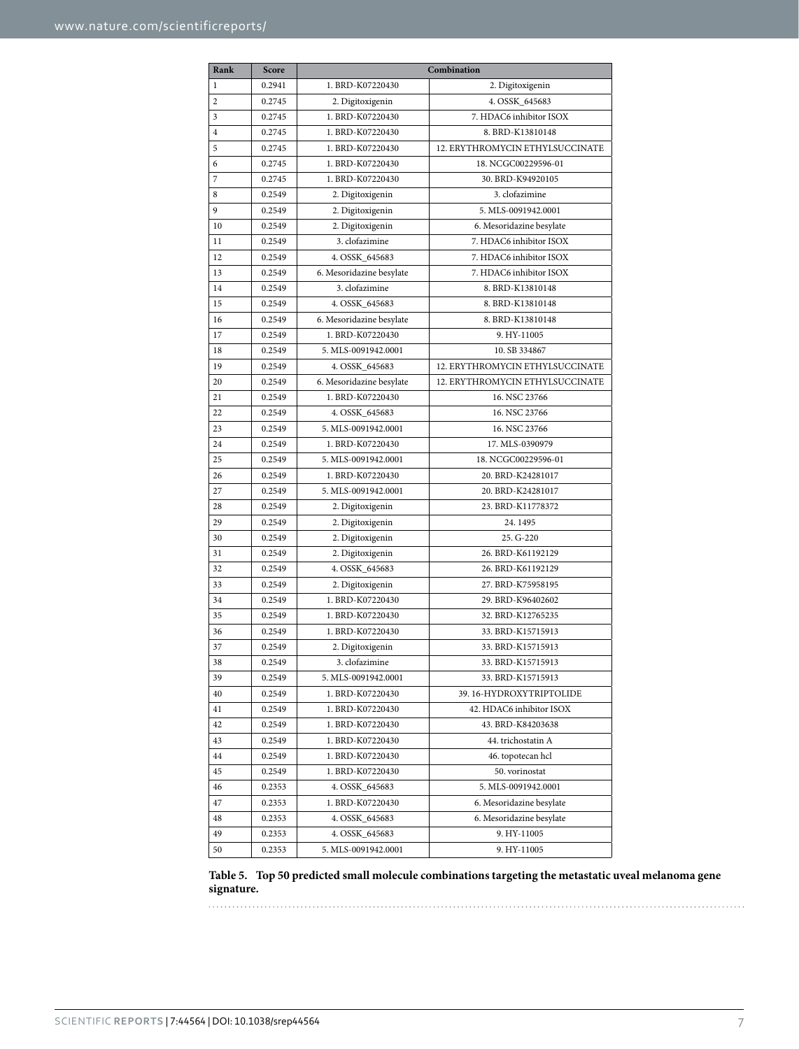| Rank | Score | Combination | |
|---|---|---|---|
| 1 | 0.2941 | 1. BRD-K07220430 | 2. Digitoxigenin |
| 2 | 0.2745 | 2. Digitoxigenin | 4. OSSK_645683 |
| 3 | 0.2745 | 1. BRD-K07220430 | 7. HDAC6 inhibitor ISOX |
| 4 | 0.2745 | 1. BRD-K07220430 | 8. BRD-K13810148 |
| 5 | 0.2745 | 1. BRD-K07220430 | 12. ERYTHROMYCIN ETHYLSUCCINATE |
| 6 | 0.2745 | 1. BRD-K07220430 | 18. NCGC00229596-01 |
| 7 | 0.2745 | 1. BRD-K07220430 | 30. BRD-K94920105 |
| 8 | 0.2549 | 2. Digitoxigenin | 3. clofazimine |
| 9 | 0.2549 | 2. Digitoxigenin | 5. MLS-0091942.0001 |
| 10 | 0.2549 | 2. Digitoxigenin | 6. Mesoridazine besylate |
| 11 | 0.2549 | 3. clofazimine | 7. HDAC6 inhibitor ISOX |
| 12 | 0.2549 | 4. OSSK_645683 | 7. HDAC6 inhibitor ISOX |
| 13 | 0.2549 | 6. Mesoridazine besylate | 7. HDAC6 inhibitor ISOX |
| 14 | 0.2549 | 3. clofazimine | 8. BRD-K13810148 |
| 15 | 0.2549 | 4. OSSK_645683 | 8. BRD-K13810148 |
| 16 | 0.2549 | 6. Mesoridazine besylate | 8. BRD-K13810148 |
| 17 | 0.2549 | 1. BRD-K07220430 | 9. HY-11005 |
| 18 | 0.2549 | 5. MLS-0091942.0001 | 10. SB 334867 |
| 19 | 0.2549 | 4. OSSK_645683 | 12. ERYTHROMYCIN ETHYLSUCCINATE |
| 20 | 0.2549 | 6. Mesoridazine besylate | 12. ERYTHROMYCIN ETHYLSUCCINATE |
| 21 | 0.2549 | 1. BRD-K07220430 | 16. NSC 23766 |
| 22 | 0.2549 | 4. OSSK_645683 | 16. NSC 23766 |
| 23 | 0.2549 | 5. MLS-0091942.0001 | 16. NSC 23766 |
| 24 | 0.2549 | 1. BRD-K07220430 | 17. MLS-0390979 |
| 25 | 0.2549 | 5. MLS-0091942.0001 | 18. NCGC00229596-01 |
| 26 | 0.2549 | 1. BRD-K07220430 | 20. BRD-K24281017 |
| 27 | 0.2549 | 5. MLS-0091942.0001 | 20. BRD-K24281017 |
| 28 | 0.2549 | 2. Digitoxigenin | 23. BRD-K11778372 |
| 29 | 0.2549 | 2. Digitoxigenin | 24. 1495 |
| 30 | 0.2549 | 2. Digitoxigenin | 25. G-220 |
| 31 | 0.2549 | 2. Digitoxigenin | 26. BRD-K61192129 |
| 32 | 0.2549 | 4. OSSK_645683 | 26. BRD-K61192129 |
| 33 | 0.2549 | 2. Digitoxigenin | 27. BRD-K75958195 |
| 34 | 0.2549 | 1. BRD-K07220430 | 29. BRD-K96402602 |
| 35 | 0.2549 | 1. BRD-K07220430 | 32. BRD-K12765235 |
| 36 | 0.2549 | 1. BRD-K07220430 | 33. BRD-K15715913 |
| 37 | 0.2549 | 2. Digitoxigenin | 33. BRD-K15715913 |
| 38 | 0.2549 | 3. clofazimine | 33. BRD-K15715913 |
| 39 | 0.2549 | 5. MLS-0091942.0001 | 33. BRD-K15715913 |
| 40 | 0.2549 | 1. BRD-K07220430 | 39. 16-HYDROXYTRIPTOLIDE |
| 41 | 0.2549 | 1. BRD-K07220430 | 42. HDAC6 inhibitor ISOX |
| 42 | 0.2549 | 1. BRD-K07220430 | 43. BRD-K84203638 |
| 43 | 0.2549 | 1. BRD-K07220430 | 44. trichostatin A |
| 44 | 0.2549 | 1. BRD-K07220430 | 46. topotecan hcl |
| 45 | 0.2549 | 1. BRD-K07220430 | 50. vorinostat |
| 46 | 0.2353 | 4. OSSK_645683 | 5. MLS-0091942.0001 |
| 47 | 0.2353 | 1. BRD-K07220430 | 6. Mesoridazine besylate |
| 48 | 0.2353 | 4. OSSK_645683 | 6. Mesoridazine besylate |
| 49 | 0.2353 | 4. OSSK_645683 | 9. HY-11005 |
| 50 | 0.2353 | 5. MLS-0091942.0001 | 9. HY-11005 |

**Table 5. Top 50 predicted small molecule combinations targeting the metastatic uveal melanoma gene signature.**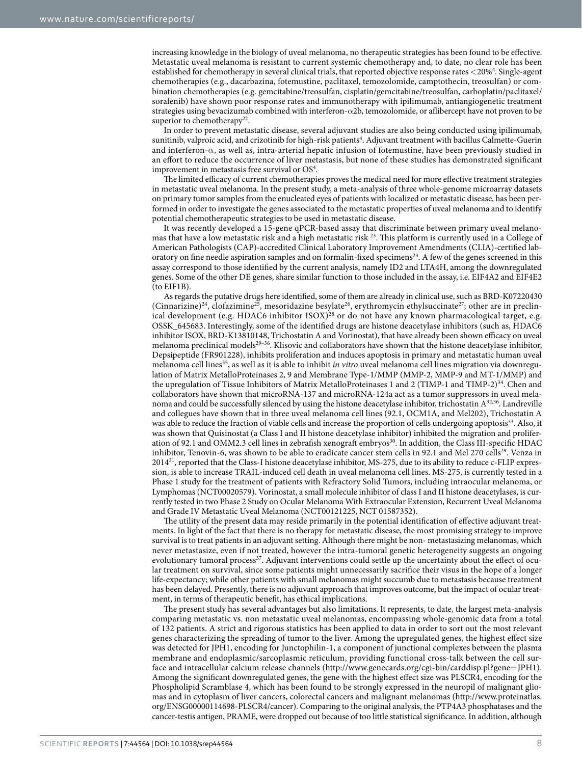increasing knowledge in the biology of uveal melanoma, no therapeutic strategies has been found to be effective. Metastatic uveal melanoma is resistant to current systemic chemotherapy and, to date, no clear role has been established for chemotherapy in several clinical trials, that reported objective response rates <20%[4]. Single-agent chemotherapies (e.g., dacarbazina, fotemustine, paclitaxel, temozolomide, camptothecin, treosulfan) or combination chemotherapies (e.g. gemcitabine/treosulfan, cisplatin/gemcitabine/treosulfan, carboplatin/paclitaxel/sorafenib) have shown poor response rates and immunotherapy with ipilimumab, antiangiogenetic treatment strategies using bevacizumab combined with interferon-α2b, temozolomide, or aflibercept have not proven to be superior to chemotherapy[22].

In order to prevent metastatic disease, several adjuvant studies are also being conducted using ipilimumab, sunitinib, valproic acid, and crizotinib for high-risk patients[4]. Adjuvant treatment with bacillus Calmette-Guerin and interferon-α, as well as, intra-arterial hepatic infusion of fotemustine, have been previously studied in an effort to reduce the occurrence of liver metastasis, but none of these studies has demonstrated significant improvement in metastasis free survival or OS[4].

The limited efficacy of current chemotherapies proves the medical need for more effective treatment strategies in metastatic uveal melanoma. In the present study, a meta-analysis of three whole-genome microarray datasets on primary tumor samples from the enucleated eyes of patients with localized or metastatic disease, has been performed in order to investigate the genes associated to the metastatic properties of uveal melanoma and to identify potential chemotherapeutic strategies to be used in metastatic disease.

It was recently developed a 15-gene qPCR-based assay that discriminate between primary uveal melanomas that have a low metastatic risk and a high metastatic risk [23]. This platform is currently used in a College of American Pathologists (CAP)-accredited Clinical Laboratory Improvement Amendments (CLIA)-certified laboratory on fine needle aspiration samples and on formalin-fixed specimens[23]. A few of the genes screened in this assay correspond to those identified by the current analysis, namely ID2 and LTA4H, among the downregulated genes. Some of the other DE genes, share similar function to those included in the assay, i.e. EIF4A2 and EIF4E2 (to EIF1B).

As regards the putative drugs here identified, some of them are already in clinical use, such as BRD-K07220430 (Cinnarizine)[24], clofazimine[25], mesoridazine besylate[26], erythromycin ethylsuccinate[27]; other are in preclinical development (e.g. HDAC6 inhibitor ISOX)[28] or do not have any known pharmacological target, e.g. OSSK_645683. Interestingly, some of the identified drugs are histone deacetylase inhibitors (such as, HDAC6 inhibitor ISOX, BRD-K13810148, Trichostatin A and Vorinostat), that have already been shown efficacy on uveal melanoma preclinical models[29–36]. Klisovic and collaborators have shown that the histone deacetylase inhibitor, Depsipeptide (FR901228), inhibits proliferation and induces apoptosis in primary and metastatic human uveal melanoma cell lines[35], as well as it is able to inhibit *in vitro* uveal melanoma cell lines migration via downregulation of Matrix MetalloProteinases 2, 9 and Membrane Type-1/MMP (MMP-2, MMP-9 and MT-1/MMP) and the upregulation of Tissue Inhibitors of Matrix MetalloProteinases 1 and 2 (TIMP-1 and TIMP-2)[34]. Chen and collaborators have shown that microRNA-137 and microRNA-124a act as a tumor suppressors in uveal melanoma and could be successfully silenced by using the histone deacetylase inhibitor, trichostatin A[32,36]. Landreville and collegues have shown that in three uveal melanoma cell lines (92.1, OCM1A, and Mel202), Trichostatin A was able to reduce the fraction of viable cells and increase the proportion of cells undergoing apoptosis[33]. Also, it was shown that Quisinostat (a Class I and II histone deacetylase inhibitor) inhibited the migration and proliferation of 92.1 and OMM2.3 cell lines in zebrafish xenograft embryos[30]. In addition, the Class III-specific HDAC inhibitor, Tenovin-6, was shown to be able to eradicate cancer stem cells in 92.1 and Mel 270 cells[29]. Venza in 2014[31], reported that the Class-I histone deacetylase inhibitor, MS-275, due to its ability to reduce c-FLIP expression, is able to increase TRAIL-induced cell death in uveal melanoma cell lines. MS-275, is currently tested in a Phase 1 study for the treatment of patients with Refractory Solid Tumors, including intraocular melanoma, or Lymphomas (NCT00020579). Vorinostat, a small molecule inhibitor of class I and II histone deacetylases, is currently tested in two Phase 2 Study on Ocular Melanoma With Extraocular Extension, Recurrent Uveal Melanoma and Grade IV Metastatic Uveal Melanoma (NCT00121225, NCT 01587352).

The utility of the present data may reside primarily in the potential identification of effective adjuvant treatments. In light of the fact that there is no therapy for metastatic disease, the most promising strategy to improve survival is to treat patients in an adjuvant setting. Although there might be non- metastasizing melanomas, which never metastasize, even if not treated, however the intra-tumoral genetic heterogeneity suggests an ongoing evolutionary tumoral process[37]. Adjuvant interventions could settle up the uncertainty about the effect of ocular treatment on survival, since some patients might unnecessarily sacrifice their visus in the hope of a longer life-expectancy; while other patients with small melanomas might succumb due to metastasis because treatment has been delayed. Presently, there is no adjuvant approach that improves outcome, but the impact of ocular treatment, in terms of therapeutic benefit, has ethical implications.

The present study has several advantages but also limitations. It represents, to date, the largest meta-analysis comparing metastatic vs. non metastatic uveal melanomas, encompassing whole-genomic data from a total of 132 patients. A strict and rigorous statistics has been applied to data in order to sort out the most relevant genes characterizing the spreading of tumor to the liver. Among the upregulated genes, the highest effect size was detected for JPH1, encoding for Junctophilin-1, a component of junctional complexes between the plasma membrane and endoplasmic/sarcoplasmic reticulum, providing functional cross-talk between the cell surface and intracellular calcium release channels (http://www.genecards.org/cgi-bin/carddisp.pl?gene=JPH1). Among the significant downregulated genes, the gene with the highest effect size was PLSCR4, encoding for the Phospholipid Scramblase 4, which has been found to be strongly expressed in the neuropil of malignant gliomas and in cytoplasm of liver cancers, colorectal cancers and malignant melanomas (http://www.proteinatlas.org/ENSG00000114698-PLSCR4/cancer). Comparing to the original analysis, the PTP4A3 phosphatases and the cancer-testis antigen, PRAME, were dropped out because of too little statistical significance. In addition, although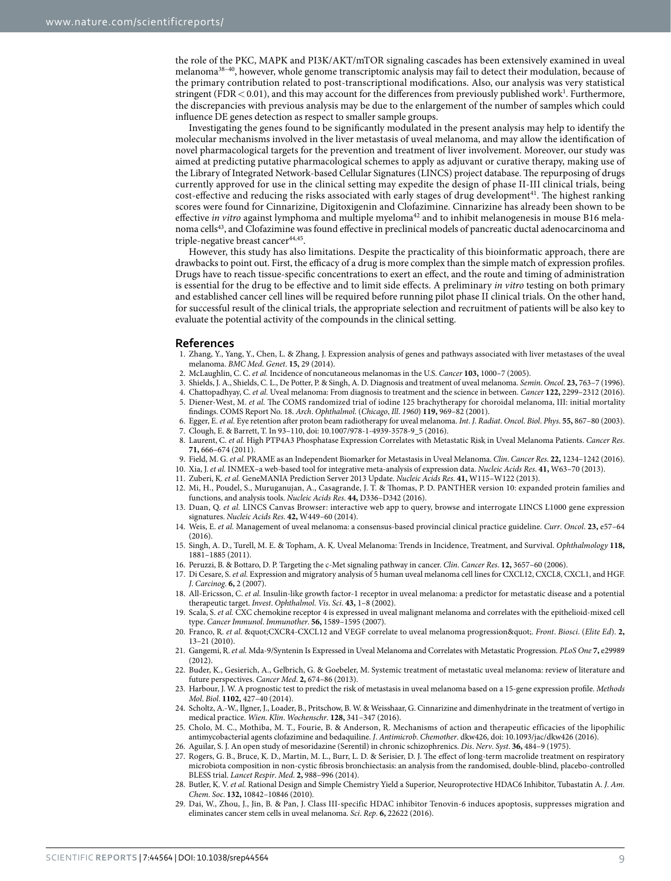the role of the PKC, MAPK and PI3K/AKT/mTOR signaling cascades has been extensively examined in uveal melanoma[38–40], however, whole genome transcriptomic analysis may fail to detect their modulation, because of the primary contribution related to post-transcriptional modifications. Also, our analysis was very statistical stringent (FDR < 0.01), and this may account for the differences from previously published work[1]. Furthermore, the discrepancies with previous analysis may be due to the enlargement of the number of samples which could influence DE genes detection as respect to smaller sample groups.

Investigating the genes found to be significantly modulated in the present analysis may help to identify the molecular mechanisms involved in the liver metastasis of uveal melanoma, and may allow the identification of novel pharmacological targets for the prevention and treatment of liver involvement. Moreover, our study was aimed at predicting putative pharmacological schemes to apply as adjuvant or curative therapy, making use of the Library of Integrated Network-based Cellular Signatures (LINCS) project database. The repurposing of drugs currently approved for use in the clinical setting may expedite the design of phase II-III clinical trials, being cost-effective and reducing the risks associated with early stages of drug development[41]. The highest ranking scores were found for Cinnarizine, Digitoxigenin and Clofazimine. Cinnarizine has already been shown to be effective *in vitro* against lymphoma and multiple myeloma[42] and to inhibit melanogenesis in mouse B16 melanoma cells[43], and Clofazimine was found effective in preclinical models of pancreatic ductal adenocarcinoma and triple-negative breast cancer[44,45].

However, this study has also limitations. Despite the practicality of this bioinformatic approach, there are drawbacks to point out. First, the efficacy of a drug is more complex than the simple match of expression profiles. Drugs have to reach tissue-specific concentrations to exert an effect, and the route and timing of administration is essential for the drug to be effective and to limit side effects. A preliminary *in vitro* testing on both primary and established cancer cell lines will be required before running pilot phase II clinical trials. On the other hand, for successful result of the clinical trials, the appropriate selection and recruitment of patients will be also key to evaluate the potential activity of the compounds in the clinical setting.

## References

1. Zhang, Y., Yang, Y., Chen, L. & Zhang, J. Expression analysis of genes and pathways associated with liver metastases of the uveal melanoma. *BMC Med. Genet.* **15,** 29 (2014).
2. McLaughlin, C. C. *et al.* Incidence of noncutaneous melanomas in the U.S. *Cancer* **103,** 1000–7 (2005).
3. Shields, J. A., Shields, C. L., De Potter, P. & Singh, A. D. Diagnosis and treatment of uveal melanoma. *Semin. Oncol.* **23,** 763–7 (1996).
4. Chattopadhyay, C. *et al.* Uveal melanoma: From diagnosis to treatment and the science in between. *Cancer* **122,** 2299–2312 (2016).
5. Diener-West, M. *et al.* The COMS randomized trial of iodine 125 brachytherapy for choroidal melanoma, III: initial mortality findings. COMS Report No. 18. *Arch. Ophthalmol.* (*Chicago, Ill. 1960*) **119,** 969–82 (2001).
6. Egger, E. *et al.* Eye retention after proton beam radiotherapy for uveal melanoma. *Int. J. Radiat. Oncol. Biol. Phys.* **55,** 867–80 (2003).
7. Clough, E. & Barrett, T. In 93–110, doi: 10.1007/978-1-4939-3578-9_5 (2016).
8. Laurent, C. *et al.* High PTP4A3 Phosphatase Expression Correlates with Metastatic Risk in Uveal Melanoma Patients. *Cancer Res.* **71,** 666–674 (2011).
9. Field, M. G. *et al.* PRAME as an Independent Biomarker for Metastasis in Uveal Melanoma. *Clin. Cancer Res.* **22,** 1234–1242 (2016).
10. Xia, J. *et al.* INMEX–a web-based tool for integrative meta-analysis of expression data. *Nucleic Acids Res.* **41,** W63–70 (2013).
11. Zuberi, K. *et al.* GeneMANIA Prediction Server 2013 Update. *Nucleic Acids Res.* **41,** W115–W122 (2013).
12. Mi, H., Poudel, S., Muruganujan, A., Casagrande, J. T. & Thomas, P. D. PANTHER version 10: expanded protein families and functions, and analysis tools. *Nucleic Acids Res.* **44,** D336–D342 (2016).
13. Duan, Q. *et al.* LINCS Canvas Browser: interactive web app to query, browse and interrogate LINCS L1000 gene expression signatures. *Nucleic Acids Res.* **42,** W449–60 (2014).
14. Weis, E. *et al.* Management of uveal melanoma: a consensus-based provincial clinical practice guideline. *Curr. Oncol.* **23,** e57–64 (2016).
15. Singh, A. D., Turell, M. E. & Topham, A. K. Uveal Melanoma: Trends in Incidence, Treatment, and Survival. *Ophthalmology* **118,** 1881–1885 (2011).
16. Peruzzi, B. & Bottaro, D. P. Targeting the c-Met signaling pathway in cancer. *Clin. Cancer Res.* **12,** 3657–60 (2006).
17. Di Cesare, S. *et al.* Expression and migratory analysis of 5 human uveal melanoma cell lines for CXCL12, CXCL8, CXCL1, and HGF. *J. Carcinog.* **6,** 2 (2007).
18. All-Ericsson, C. *et al.* Insulin-like growth factor-1 receptor in uveal melanoma: a predictor for metastatic disease and a potential therapeutic target. *Invest. Ophthalmol. Vis. Sci.* **43,** 1–8 (2002).
19. Scala, S. *et al.* CXC chemokine receptor 4 is expressed in uveal malignant melanoma and correlates with the epithelioid-mixed cell type. *Cancer Immunol. Immunother.* **56,** 1589–1595 (2007).
20. Franco, R. *et al.* &quot;CXCR4-CXCL12 and VEGF correlate to uveal melanoma progression&quot;. *Front. Biosci.* (*Elite Ed*). **2,** 13–21 (2010).
21. Gangemi, R. *et al.* Mda-9/Syntenin Is Expressed in Uveal Melanoma and Correlates with Metastatic Progression. *PLoS One* **7,** e29989 (2012).
22. Buder, K., Gesierich, A., Gelbrich, G. & Goebeler, M. Systemic treatment of metastatic uveal melanoma: review of literature and future perspectives. *Cancer Med.* **2,** 674–86 (2013).
23. Harbour, J. W. A prognostic test to predict the risk of metastasis in uveal melanoma based on a 15-gene expression profile. *Methods Mol. Biol.* **1102,** 427–40 (2014).
24. Scholtz, A.-W., Ilgner, J., Loader, B., Pritschow, B. W. & Weisshaar, G. Cinnarizine and dimenhydrinate in the treatment of vertigo in medical practice. *Wien. Klin. Wochenschr.* **128,** 341–347 (2016).
25. Cholo, M. C., Mothiba, M. T., Fourie, B. & Anderson, R. Mechanisms of action and therapeutic efficacies of the lipophilic antimycobacterial agents clofazimine and bedaquiline. *J. Antimicrob. Chemother.* dkw426, doi: 10.1093/jac/dkw426 (2016).
26. Aguilar, S. J. An open study of mesoridazine (Serentil) in chronic schizophrenics. *Dis. Nerv. Syst.* **36,** 484–9 (1975).
27. Rogers, G. B., Bruce, K. D., Martin, M. L., Burr, L. D. & Serisier, D. J. The effect of long-term macrolide treatment on respiratory microbiota composition in non-cystic fibrosis bronchiectasis: an analysis from the randomised, double-blind, placebo-controlled BLESS trial. *Lancet Respir. Med.* **2,** 988–996 (2014).
28. Butler, K. V. *et al.* Rational Design and Simple Chemistry Yield a Superior, Neuroprotective HDAC6 Inhibitor, Tubastatin A. *J. Am. Chem. Soc.* **132,** 10842–10846 (2010).
29. Dai, W., Zhou, J., Jin, B. & Pan, J. Class III-specific HDAC inhibitor Tenovin-6 induces apoptosis, suppresses migration and eliminates cancer stem cells in uveal melanoma. *Sci. Rep.* **6,** 22622 (2016).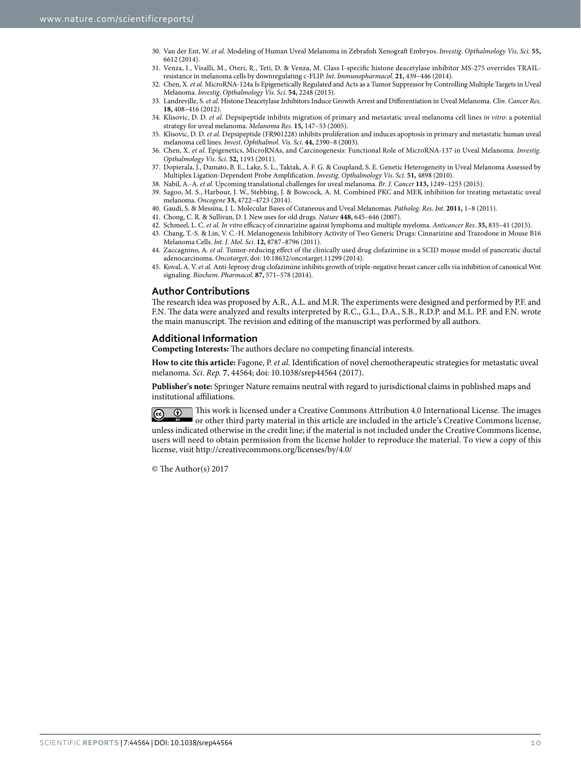30. Van der Ent, W. *et al.* Modeling of Human Uveal Melanoma in Zebrafish Xenograft Embryos. *Investig. Opthalmology Vis. Sci.* **55,** 6612 (2014).
31. Venza, I., Visalli, M., Oteri, R., Teti, D. & Venza, M. Class I-specific histone deacetylase inhibitor MS-275 overrides TRAIL-resistance in melanoma cells by downregulating c-FLIP. *Int. Immunopharmacol.* **21,** 439–446 (2014).
32. Chen, X. *et al.* MicroRNA-124a Is Epigenetically Regulated and Acts as a Tumor Suppressor by Controlling Multiple Targets in Uveal Melanoma. *Investig. Opthalmology Vis. Sci.* **54,** 2248 (2013).
33. Landreville, S. *et al.* Histone Deacetylase Inhibitors Induce Growth Arrest and Differentiation in Uveal Melanoma. *Clin. Cancer Res.* **18,** 408–416 (2012).
34. Klisovic, D. D. *et al.* Depsipeptide inhibits migration of primary and metastatic uveal melanoma cell lines *in vitro*: a potential strategy for uveal melanoma. *Melanoma Res.* **15,** 147–53 (2005).
35. Klisovic, D. D. *et al.* Depsipeptide (FR901228) inhibits proliferation and induces apoptosis in primary and metastatic human uveal melanoma cell lines. *Invest. Ophthalmol. Vis. Sci.* **44,** 2390–8 (2003).
36. Chen, X. *et al.* Epigenetics, MicroRNAs, and Carcinogenesis: Functional Role of MicroRNA-137 in Uveal Melanoma. *Investig. Opthalmology Vis. Sci.* **52,** 1193 (2011).
37. Dopierala, J., Damato, B. E., Lake, S. L., Taktak, A. F. G. & Coupland, S. E. Genetic Heterogeneity in Uveal Melanoma Assessed by Multiplex Ligation-Dependent Probe Amplification. *Investig. Opthalmology Vis. Sci.* **51,** 4898 (2010).
38. Nabil, A.-A. *et al.* Upcoming translational challenges for uveal melanoma. *Br. J. Cancer* **113,** 1249–1253 (2015).
39. Sagoo, M. S., Harbour, J. W., Stebbing, J. & Bowcock, A. M. Combined PKC and MEK inhibition for treating metastatic uveal melanoma. *Oncogene* **33,** 4722–4723 (2014).
40. Gaudi, S. & Messina, J. L. Molecular Bases of Cutaneous and Uveal Melanomas. *Patholog. Res. Int.* **2011,** 1–8 (2011).
41. Chong, C. R. & Sullivan, D. J. New uses for old drugs. *Nature* **448,** 645–646 (2007).
42. Schmeel, L. C. *et al. In vitro* efficacy of cinnarizine against lymphoma and multiple myeloma. *Anticancer Res.* **35,** 835–41 (2015).
43. Chang, T.-S. & Lin, V. C.-H. Melanogenesis Inhibitory Activity of Two Generic Drugs: Cinnarizine and Trazodone in Mouse B16 Melanoma Cells. *Int. J. Mol. Sci.* **12,** 8787–8796 (2011).
44. Zaccagnino, A. *et al.* Tumor-reducing effect of the clinically used drug clofazimine in a SCID mouse model of pancreatic ductal adenocarcinoma. *Oncotarget*, doi: 10.18632/oncotarget.11299 (2014).
45. Koval, A. V. *et al.* Anti-leprosy drug clofazimine inhibits growth of triple-negative breast cancer cells via inhibition of canonical Wnt signaling. *Biochem. Pharmacol.* **87,** 571–578 (2014).

## Author Contributions

The research idea was proposed by A.R., A.L. and M.R. The experiments were designed and performed by P.F. and F.N. The data were analyzed and results interpreted by R.C., G.L., D.A., S.B., R.D.P. and M.L. P.F. and F.N. wrote the main manuscript. The revision and editing of the manuscript was performed by all authors.

## Additional Information

**Competing Interests:** The authors declare no competing financial interests.

**How to cite this article:** Fagone, P. *et al.* Identification of novel chemotherapeutic strategies for metastatic uveal melanoma. *Sci. Rep.* **7**, 44564; doi: 10.1038/srep44564 (2017).

**Publisher's note:** Springer Nature remains neutral with regard to jurisdictional claims in published maps and institutional affiliations.

This work is licensed under a Creative Commons Attribution 4.0 International License. The images or other third party material in this article are included in the article's Creative Commons license, unless indicated otherwise in the credit line; if the material is not included under the Creative Commons license, users will need to obtain permission from the license holder to reproduce the material. To view a copy of this license, visit http://creativecommons.org/licenses/by/4.0/

© The Author(s) 2017